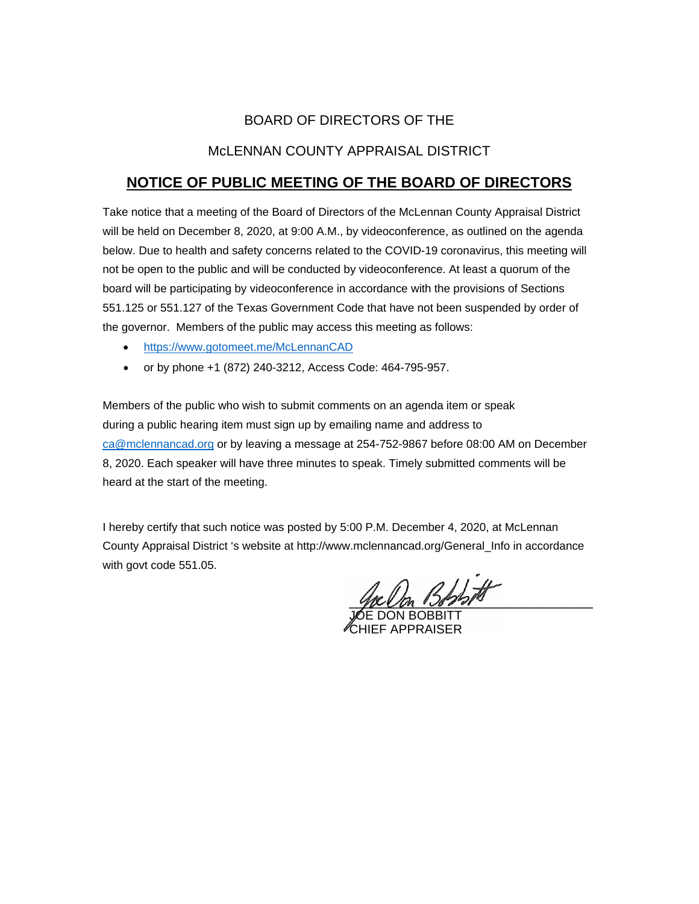BOARD OF DIRECTORS OF THE

McLENNAN COUNTY APPRAISAL DISTRICT

## **NOTICE OF PUBLIC MEETING OF THE BOARD OF DIRECTORS**

Take notice that a meeting of the Board of Directors of the McLennan County Appraisal District will be held on December 8, 2020, at 9:00 A.M., by videoconference, as outlined on the agenda below. Due to health and safety concerns related to the COVID-19 coronavirus, this meeting will not be open to the public and will be conducted by videoconference. At least a quorum of the board will be participating by videoconference in accordance with the provisions of Sections 551.125 or 551.127 of the Texas Government Code that have not been suspended by order of the governor. Members of the public may access this meeting as follows:

- https://www.gotomeet.me/McLennanCAD
- or by phone +1 (872) 240-3212, Access Code: 464-795-957.

Members of the public who wish to submit comments on an agenda item or speak during a public hearing item must sign up by emailing name and address to ca@mclennancad.org or by leaving a message at 254-752-9867 before 08:00 AM on December 8, 2020. Each speaker will have three minutes to speak. Timely submitted comments will be heard at the start of the meeting.

I hereby certify that such notice was posted by 5:00 P.M. December 4, 2020, at McLennan County Appraisal District 's website at http://www.mclennancad.org/General_Info in accordance with govt code 551.05.

JOE DON BOBBITT
CHIEF APPRAISER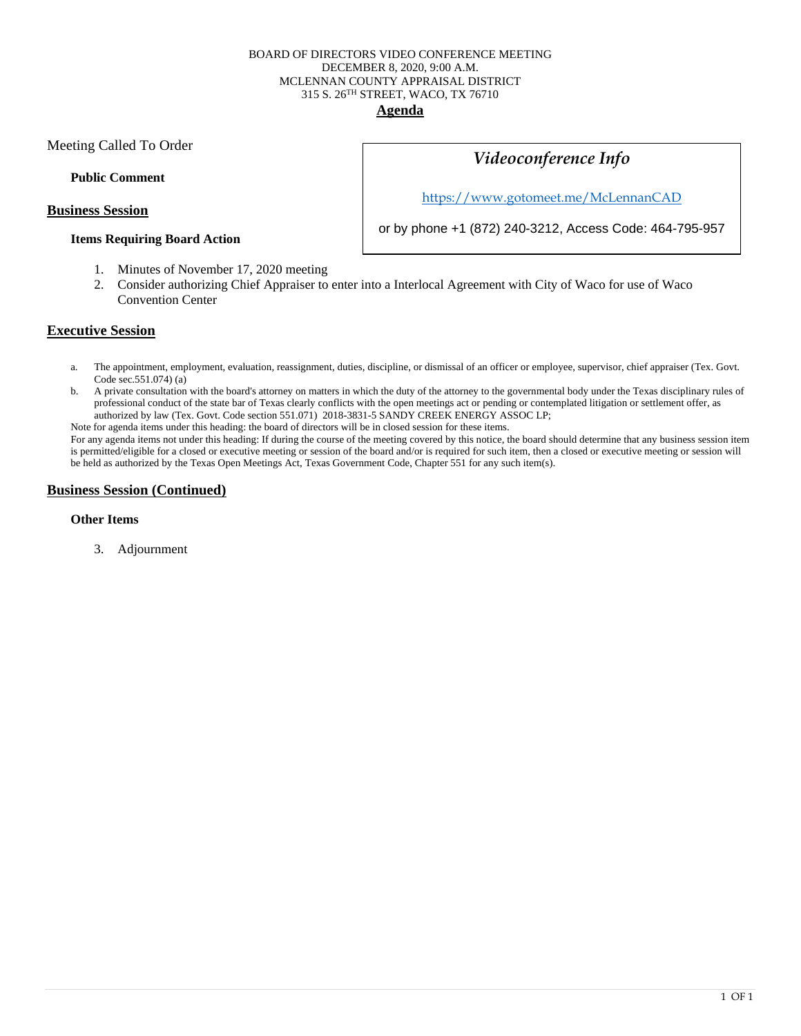BOARD OF DIRECTORS VIDEO CONFERENCE MEETING
DECEMBER 8, 2020, 9:00 A.M.
MCLENNAN COUNTY APPRAISAL DISTRICT
315 S. 26TH STREET, WACO, TX 76710

# Agenda

Meeting Called To Order

### Videoconference Info

https://www.gotomeet.me/McLennanCAD

or by phone +1 (872) 240-3212, Access Code: 464-795-957

**Public Comment**

## Business Session

**Items Requiring Board Action**

1. Minutes of November 17, 2020 meeting
2. Consider authorizing Chief Appraiser to enter into a Interlocal Agreement with City of Waco for use of Waco Convention Center

## Executive Session

a. The appointment, employment, evaluation, reassignment, duties, discipline, or dismissal of an officer or employee, supervisor, chief appraiser (Tex. Govt. Code sec.551.074) (a)
b. A private consultation with the board's attorney on matters in which the duty of the attorney to the governmental body under the Texas disciplinary rules of professional conduct of the state bar of Texas clearly conflicts with the open meetings act or pending or contemplated litigation or settlement offer, as authorized by law (Tex. Govt. Code section 551.071) 2018-3831-5 SANDY CREEK ENERGY ASSOC LP;

Note for agenda items under this heading: the board of directors will be in closed session for these items.

For any agenda items not under this heading: If during the course of the meeting covered by this notice, the board should determine that any business session item is permitted/eligible for a closed or executive meeting or session of the board and/or is required for such item, then a closed or executive meeting or session will be held as authorized by the Texas Open Meetings Act, Texas Government Code, Chapter 551 for any such item(s).

## Business Session (Continued)

**Other Items**

3. Adjournment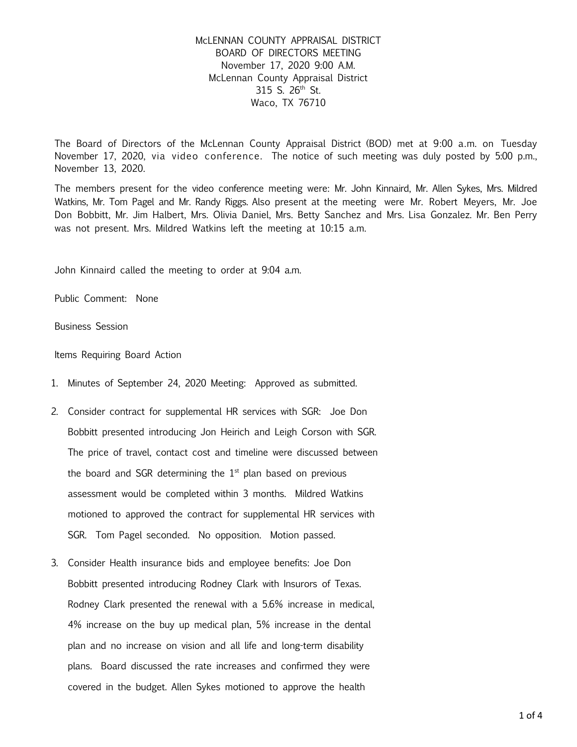McLENNAN COUNTY APPRAISAL DISTRICT
BOARD OF DIRECTORS MEETING
November 17, 2020 9:00 A.M.
McLennan County Appraisal District
315 S. 26th St.
Waco, TX 76710

The Board of Directors of the McLennan County Appraisal District (BOD) met at 9:00 a.m. on Tuesday November 17, 2020, via video conference. The notice of such meeting was duly posted by 5:00 p.m., November 13, 2020.

The members present for the video conference meeting were: Mr. John Kinnaird, Mr. Allen Sykes, Mrs. Mildred Watkins, Mr. Tom Pagel and Mr. Randy Riggs. Also present at the meeting were Mr. Robert Meyers, Mr. Joe Don Bobbitt, Mr. Jim Halbert, Mrs. Olivia Daniel, Mrs. Betty Sanchez and Mrs. Lisa Gonzalez. Mr. Ben Perry was not present. Mrs. Mildred Watkins left the meeting at 10:15 a.m.

John Kinnaird called the meeting to order at 9:04 a.m.

Public Comment: None

Business Session

Items Requiring Board Action

1. Minutes of September 24, 2020 Meeting: Approved as submitted.
2. Consider contract for supplemental HR services with SGR: Joe Don Bobbitt presented introducing Jon Heirich and Leigh Corson with SGR. The price of travel, contact cost and timeline were discussed between the board and SGR determining the 1st plan based on previous assessment would be completed within 3 months. Mildred Watkins motioned to approved the contract for supplemental HR services with SGR. Tom Pagel seconded. No opposition. Motion passed.
3. Consider Health insurance bids and employee benefits: Joe Don Bobbitt presented introducing Rodney Clark with Insurors of Texas. Rodney Clark presented the renewal with a 5.6% increase in medical, 4% increase on the buy up medical plan, 5% increase in the dental plan and no increase on vision and all life and long-term disability plans. Board discussed the rate increases and confirmed they were covered in the budget. Allen Sykes motioned to approve the health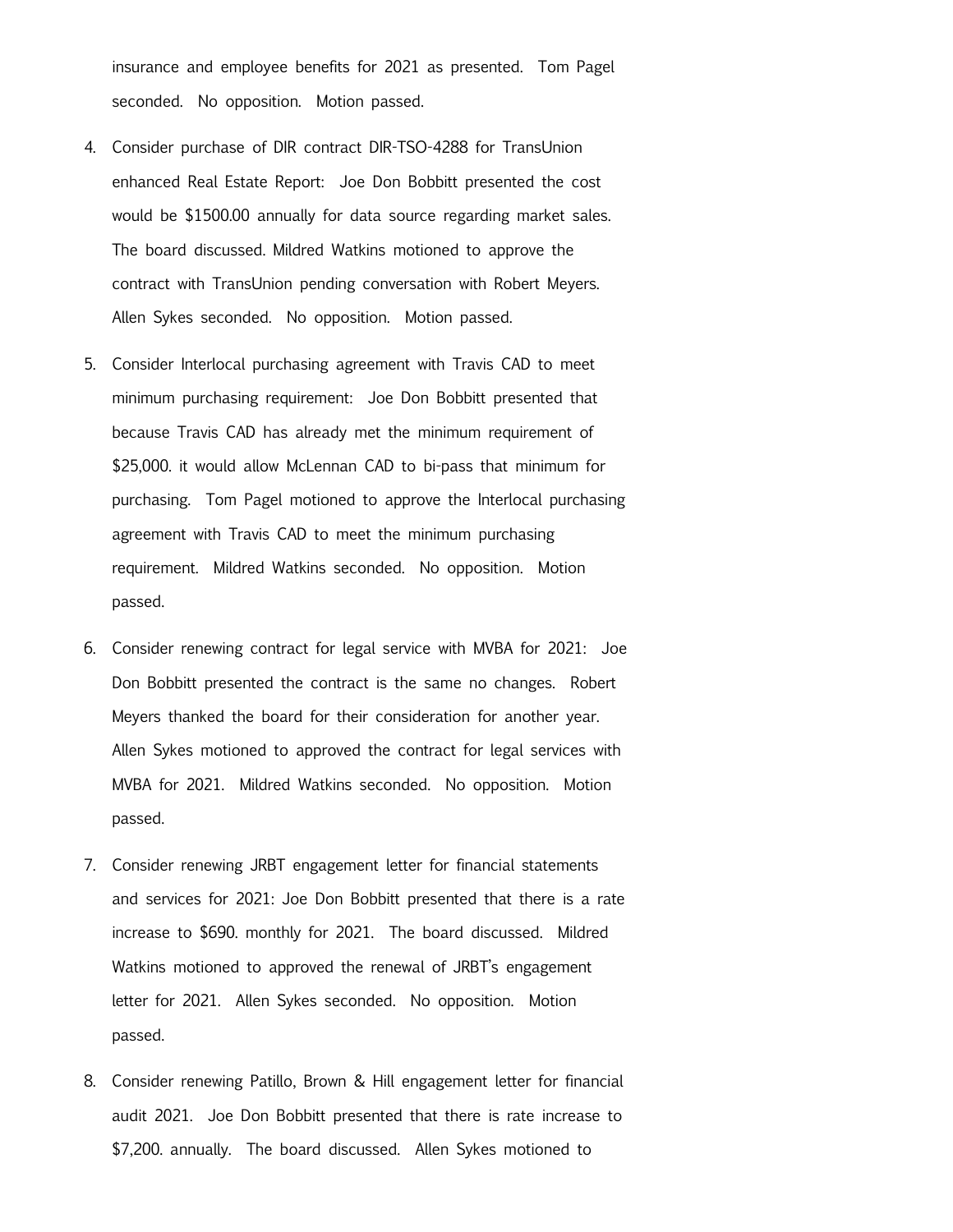insurance and employee benefits for 2021 as presented. Tom Pagel seconded. No opposition. Motion passed.

4. Consider purchase of DIR contract DIR-TSO-4288 for TransUnion enhanced Real Estate Report: Joe Don Bobbitt presented the cost would be $1500.00 annually for data source regarding market sales. The board discussed. Mildred Watkins motioned to approve the contract with TransUnion pending conversation with Robert Meyers. Allen Sykes seconded. No opposition. Motion passed.

5. Consider Interlocal purchasing agreement with Travis CAD to meet minimum purchasing requirement: Joe Don Bobbitt presented that because Travis CAD has already met the minimum requirement of $25,000. it would allow McLennan CAD to bi-pass that minimum for purchasing. Tom Pagel motioned to approve the Interlocal purchasing agreement with Travis CAD to meet the minimum purchasing requirement. Mildred Watkins seconded. No opposition. Motion passed.

6. Consider renewing contract for legal service with MVBA for 2021: Joe Don Bobbitt presented the contract is the same no changes. Robert Meyers thanked the board for their consideration for another year. Allen Sykes motioned to approved the contract for legal services with MVBA for 2021. Mildred Watkins seconded. No opposition. Motion passed.

7. Consider renewing JRBT engagement letter for financial statements and services for 2021: Joe Don Bobbitt presented that there is a rate increase to $690. monthly for 2021. The board discussed. Mildred Watkins motioned to approved the renewal of JRBT's engagement letter for 2021. Allen Sykes seconded. No opposition. Motion passed.

8. Consider renewing Patillo, Brown & Hill engagement letter for financial audit 2021. Joe Don Bobbitt presented that there is rate increase to $7,200. annually. The board discussed. Allen Sykes motioned to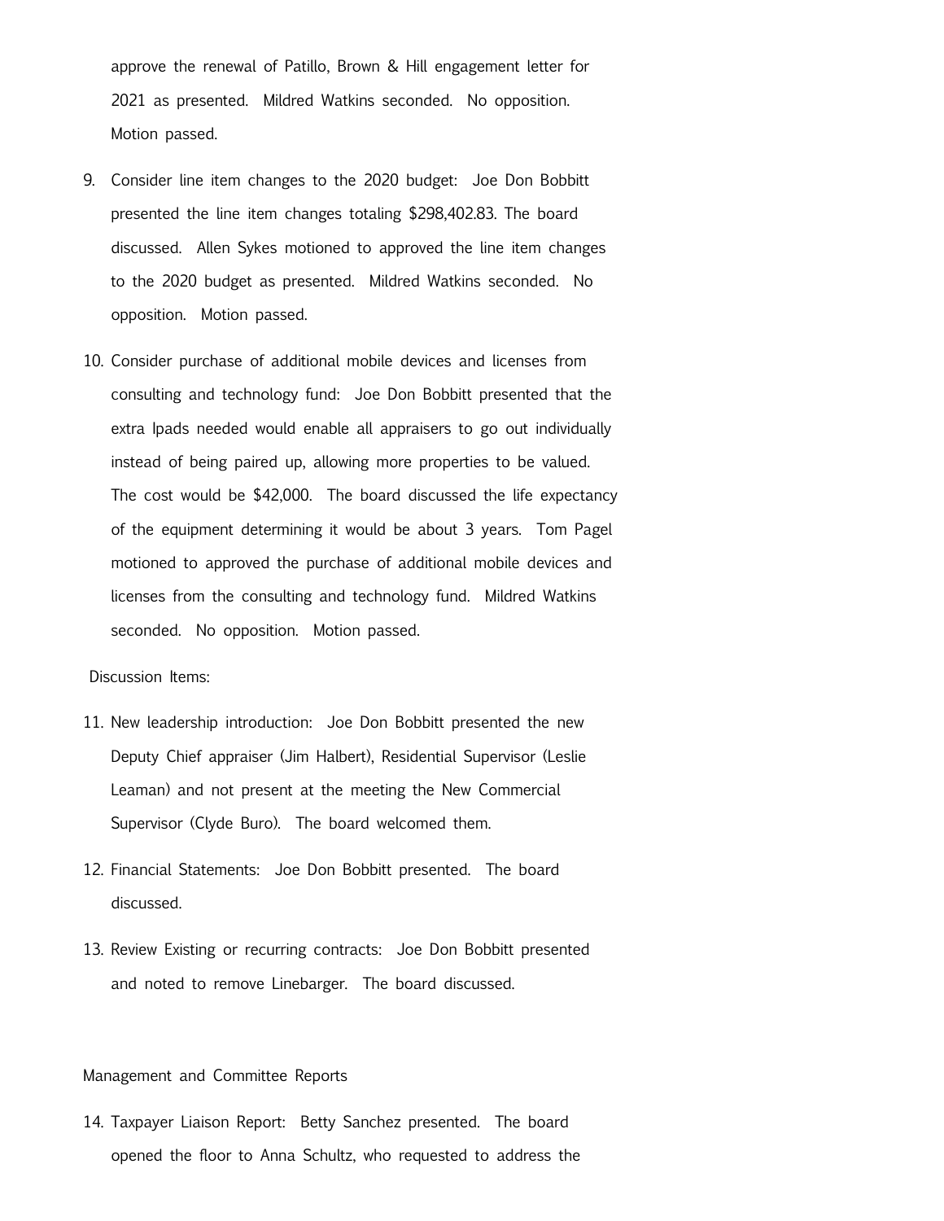approve the renewal of Patillo, Brown & Hill engagement letter for 2021 as presented. Mildred Watkins seconded. No opposition. Motion passed.

9. Consider line item changes to the 2020 budget: Joe Don Bobbitt presented the line item changes totaling $298,402.83. The board discussed. Allen Sykes motioned to approved the line item changes to the 2020 budget as presented. Mildred Watkins seconded. No opposition. Motion passed.

10. Consider purchase of additional mobile devices and licenses from consulting and technology fund: Joe Don Bobbitt presented that the extra Ipads needed would enable all appraisers to go out individually instead of being paired up, allowing more properties to be valued. The cost would be $42,000. The board discussed the life expectancy of the equipment determining it would be about 3 years. Tom Pagel motioned to approved the purchase of additional mobile devices and licenses from the consulting and technology fund. Mildred Watkins seconded. No opposition. Motion passed.

Discussion Items:

11. New leadership introduction: Joe Don Bobbitt presented the new Deputy Chief appraiser (Jim Halbert), Residential Supervisor (Leslie Leaman) and not present at the meeting the New Commercial Supervisor (Clyde Buro). The board welcomed them.

12. Financial Statements: Joe Don Bobbitt presented. The board discussed.

13. Review Existing or recurring contracts: Joe Don Bobbitt presented and noted to remove Linebarger. The board discussed.

Management and Committee Reports

14. Taxpayer Liaison Report: Betty Sanchez presented. The board opened the floor to Anna Schultz, who requested to address the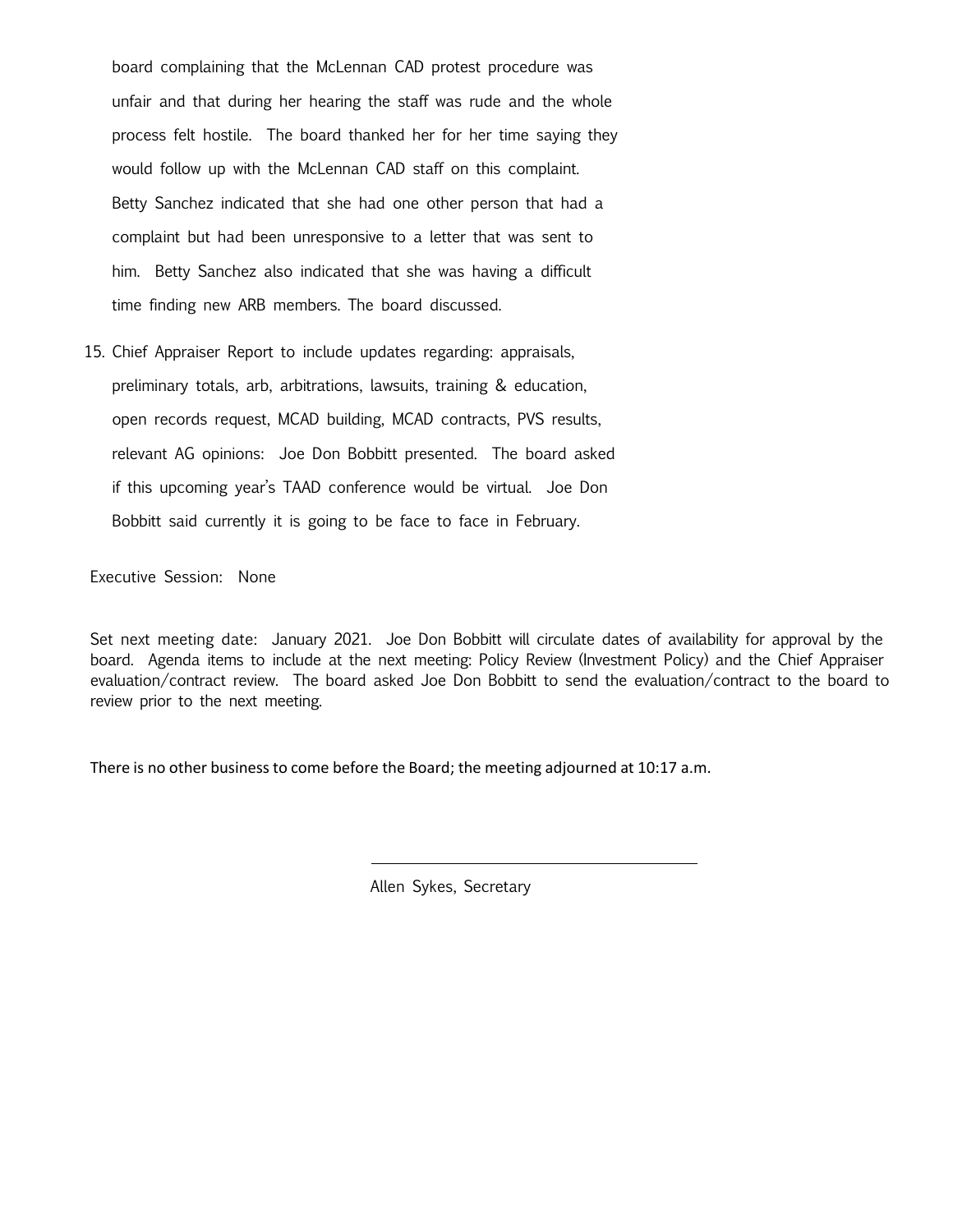board complaining that the McLennan CAD protest procedure was unfair and that during her hearing the staff was rude and the whole process felt hostile. The board thanked her for her time saying they would follow up with the McLennan CAD staff on this complaint. Betty Sanchez indicated that she had one other person that had a complaint but had been unresponsive to a letter that was sent to him. Betty Sanchez also indicated that she was having a difficult time finding new ARB members. The board discussed.

15. Chief Appraiser Report to include updates regarding: appraisals, preliminary totals, arb, arbitrations, lawsuits, training & education, open records request, MCAD building, MCAD contracts, PVS results, relevant AG opinions: Joe Don Bobbitt presented. The board asked if this upcoming year's TAAD conference would be virtual. Joe Don Bobbitt said currently it is going to be face to face in February.

Executive Session: None

Set next meeting date: January 2021. Joe Don Bobbitt will circulate dates of availability for approval by the board. Agenda items to include at the next meeting: Policy Review (Investment Policy) and the Chief Appraiser evaluation/contract review. The board asked Joe Don Bobbitt to send the evaluation/contract to the board to review prior to the next meeting.

There is no other business to come before the Board; the meeting adjourned at 10:17 a.m.

\_\_\_\_\_\_\_\_\_\_\_\_\_\_\_\_\_\_\_\_\_\_\_\_\_\_\_\_\_\_\_\_\_\_\_\_

Allen Sykes, Secretary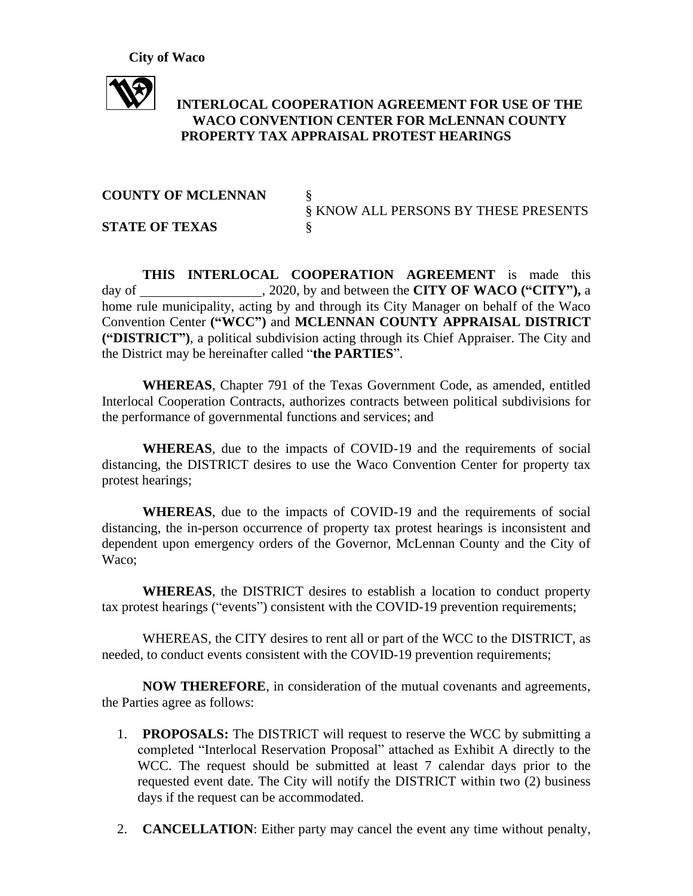**City of Waco**

**INTERLOCAL COOPERATION AGREEMENT FOR USE OF THE WACO CONVENTION CENTER FOR McLENNAN COUNTY PROPERTY TAX APPRAISAL PROTEST HEARINGS**

**COUNTY OF MCLENNAN** §
§ KNOW ALL PERSONS BY THESE PRESENTS
**STATE OF TEXAS** §

**THIS INTERLOCAL COOPERATION AGREEMENT** is made this day of \_\_\_\_\_\_\_\_\_\_\_\_\_\_\_\_\_\_, 2020, by and between the **CITY OF WACO ("CITY"),** a home rule municipality, acting by and through its City Manager on behalf of the Waco Convention Center **("WCC")** and **MCLENNAN COUNTY APPRAISAL DISTRICT ("DISTRICT")**, a political subdivision acting through its Chief Appraiser. The City and the District may be hereinafter called "**the PARTIES**".

**WHEREAS**, Chapter 791 of the Texas Government Code, as amended, entitled Interlocal Cooperation Contracts, authorizes contracts between political subdivisions for the performance of governmental functions and services; and

**WHEREAS**, due to the impacts of COVID-19 and the requirements of social distancing, the DISTRICT desires to use the Waco Convention Center for property tax protest hearings;

**WHEREAS**, due to the impacts of COVID-19 and the requirements of social distancing, the in-person occurrence of property tax protest hearings is inconsistent and dependent upon emergency orders of the Governor, McLennan County and the City of Waco;

**WHEREAS**, the DISTRICT desires to establish a location to conduct property tax protest hearings ("events") consistent with the COVID-19 prevention requirements;

WHEREAS, the CITY desires to rent all or part of the WCC to the DISTRICT, as needed, to conduct events consistent with the COVID-19 prevention requirements;

**NOW THEREFORE**, in consideration of the mutual covenants and agreements, the Parties agree as follows:

1. **PROPOSALS:** The DISTRICT will request to reserve the WCC by submitting a completed "Interlocal Reservation Proposal" attached as Exhibit A directly to the WCC. The request should be submitted at least 7 calendar days prior to the requested event date. The City will notify the DISTRICT within two (2) business days if the request can be accommodated.

2. **CANCELLATION**: Either party may cancel the event any time without penalty,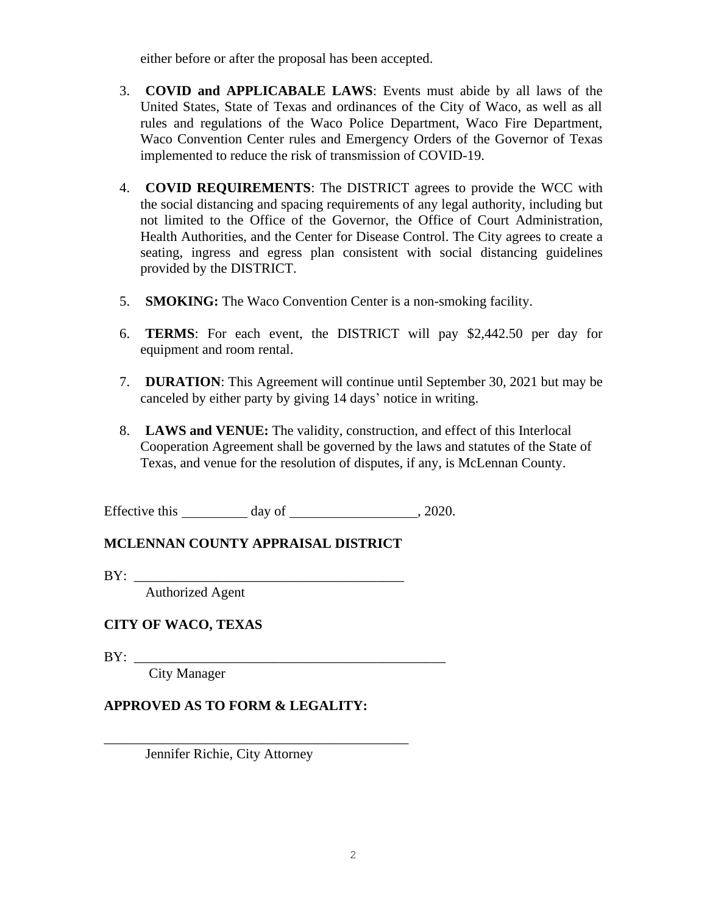either before or after the proposal has been accepted.

3. **COVID and APPLICABALE LAWS**: Events must abide by all laws of the United States, State of Texas and ordinances of the City of Waco, as well as all rules and regulations of the Waco Police Department, Waco Fire Department, Waco Convention Center rules and Emergency Orders of the Governor of Texas implemented to reduce the risk of transmission of COVID-19.

4. **COVID REQUIREMENTS**: The DISTRICT agrees to provide the WCC with the social distancing and spacing requirements of any legal authority, including but not limited to the Office of the Governor, the Office of Court Administration, Health Authorities, and the Center for Disease Control. The City agrees to create a seating, ingress and egress plan consistent with social distancing guidelines provided by the DISTRICT.

5. **SMOKING:** The Waco Convention Center is a non-smoking facility.

6. **TERMS**: For each event, the DISTRICT will pay $2,442.50 per day for equipment and room rental.

7. **DURATION**: This Agreement will continue until September 30, 2021 but may be canceled by either party by giving 14 days' notice in writing.

8. **LAWS and VENUE:** The validity, construction, and effect of this Interlocal Cooperation Agreement shall be governed by the laws and statutes of the State of Texas, and venue for the resolution of disputes, if any, is McLennan County.

Effective this __________ day of __________________, 2020.

**MCLENNAN COUNTY APPRAISAL DISTRICT**

BY: _______________________________________
Authorized Agent

**CITY OF WACO, TEXAS**

BY: _____________________________________________
City Manager

**APPROVED AS TO FORM & LEGALITY:**

____________________________________________
Jennifer Richie, City Attorney